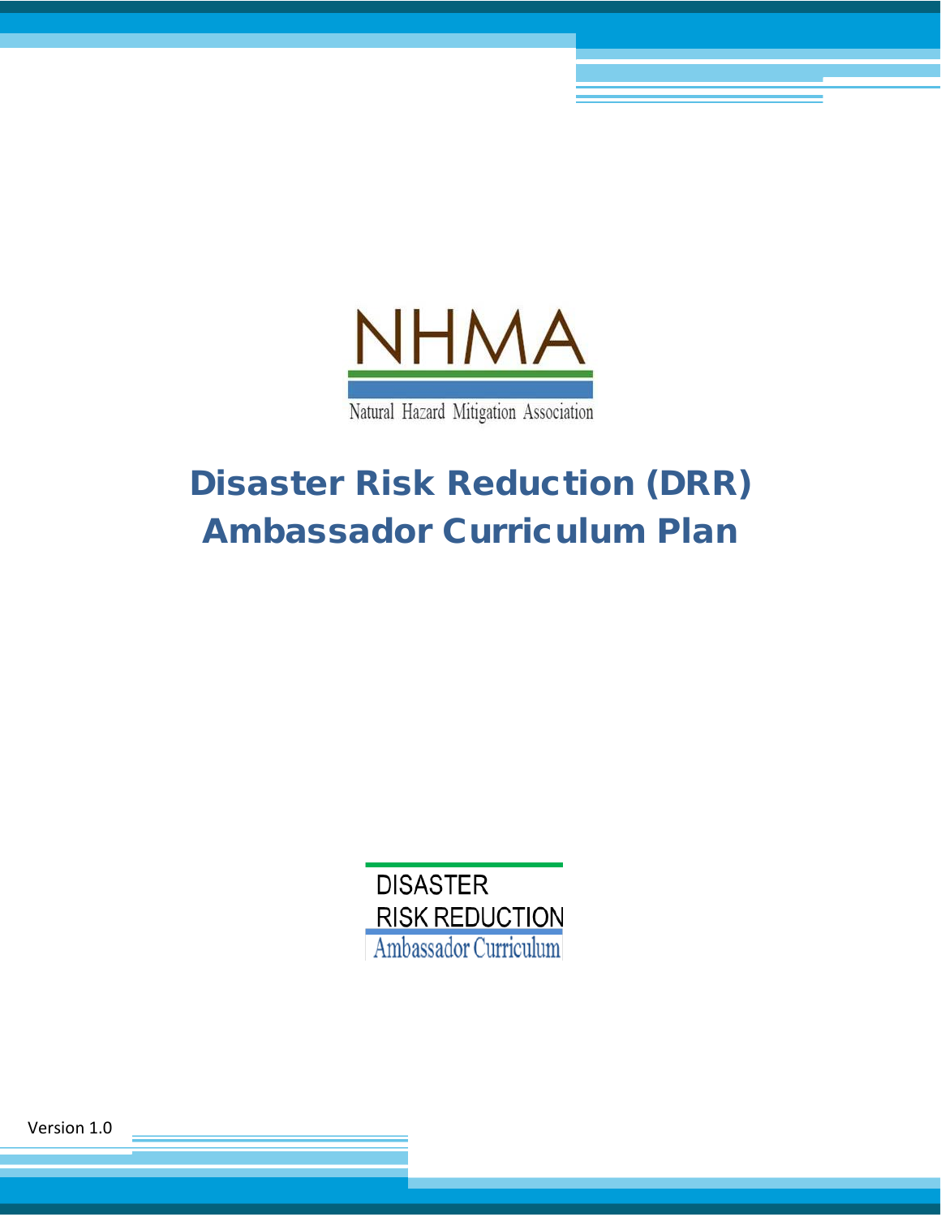NHMA

Natural Hazard Mitigation Association

# Disaster Risk Reduction (DRR) Ambassador Curriculum Plan

DISASTER
RISK REDUCTION
Ambassador Curriculum

Version 1.0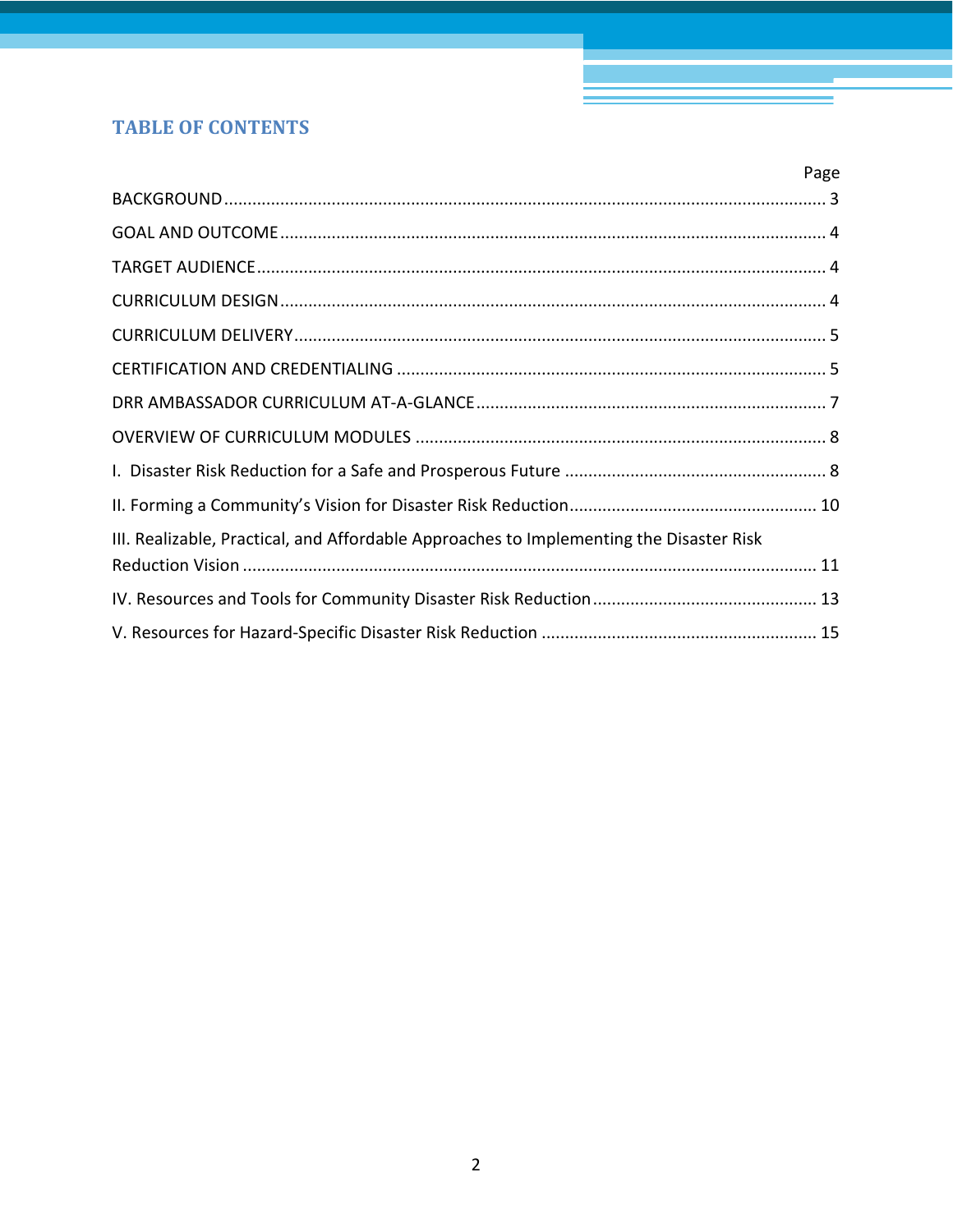## TABLE OF CONTENTS

| | Page |
|---|---|
| BACKGROUND | 3 |
| GOAL AND OUTCOME | 4 |
| TARGET AUDIENCE | 4 |
| CURRICULUM DESIGN | 4 |
| CURRICULUM DELIVERY | 5 |
| CERTIFICATION AND CREDENTIALING | 5 |
| DRR AMBASSADOR CURRICULUM AT-A-GLANCE | 7 |
| OVERVIEW OF CURRICULUM MODULES | 8 |
| I. Disaster Risk Reduction for a Safe and Prosperous Future | 8 |
| II. Forming a Community's Vision for Disaster Risk Reduction | 10 |
| III. Realizable, Practical, and Affordable Approaches to Implementing the Disaster Risk Reduction Vision | 11 |
| IV. Resources and Tools for Community Disaster Risk Reduction | 13 |
| V. Resources for Hazard-Specific Disaster Risk Reduction | 15 |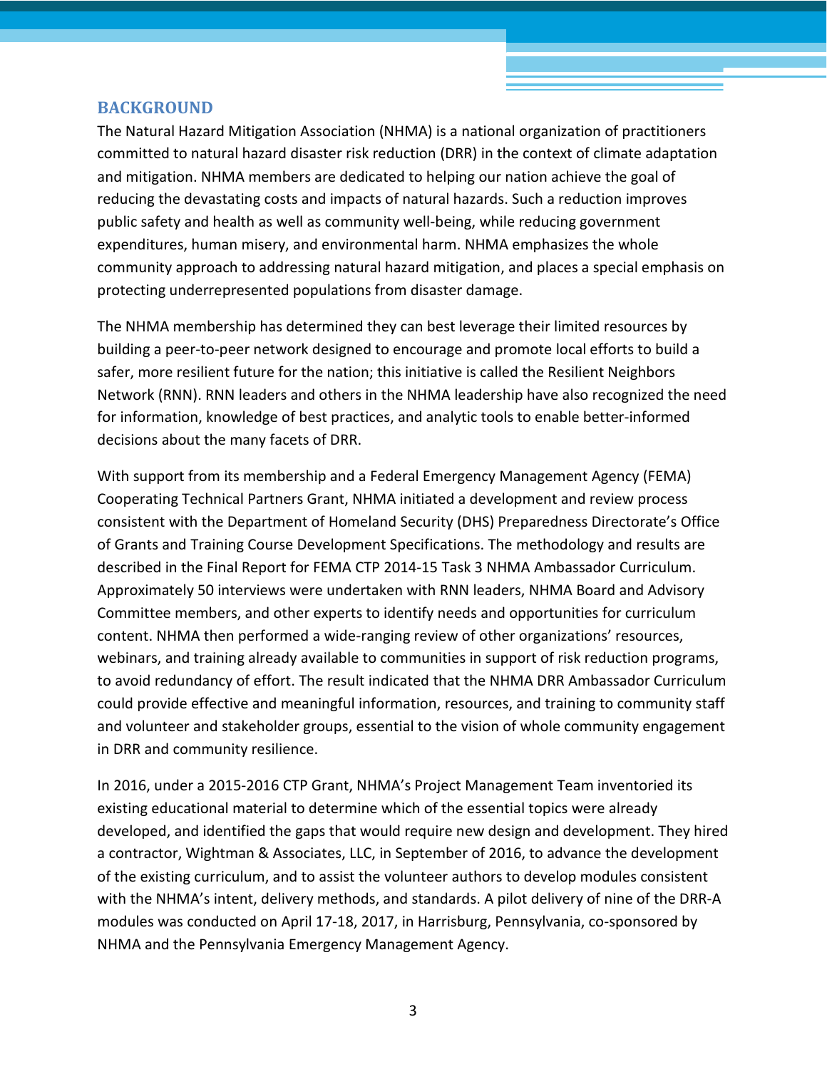## BACKGROUND

The Natural Hazard Mitigation Association (NHMA) is a national organization of practitioners committed to natural hazard disaster risk reduction (DRR) in the context of climate adaptation and mitigation. NHMA members are dedicated to helping our nation achieve the goal of reducing the devastating costs and impacts of natural hazards. Such a reduction improves public safety and health as well as community well-being, while reducing government expenditures, human misery, and environmental harm. NHMA emphasizes the whole community approach to addressing natural hazard mitigation, and places a special emphasis on protecting underrepresented populations from disaster damage.

The NHMA membership has determined they can best leverage their limited resources by building a peer-to-peer network designed to encourage and promote local efforts to build a safer, more resilient future for the nation; this initiative is called the Resilient Neighbors Network (RNN). RNN leaders and others in the NHMA leadership have also recognized the need for information, knowledge of best practices, and analytic tools to enable better-informed decisions about the many facets of DRR.

With support from its membership and a Federal Emergency Management Agency (FEMA) Cooperating Technical Partners Grant, NHMA initiated a development and review process consistent with the Department of Homeland Security (DHS) Preparedness Directorate's Office of Grants and Training Course Development Specifications. The methodology and results are described in the Final Report for FEMA CTP 2014-15 Task 3 NHMA Ambassador Curriculum. Approximately 50 interviews were undertaken with RNN leaders, NHMA Board and Advisory Committee members, and other experts to identify needs and opportunities for curriculum content. NHMA then performed a wide-ranging review of other organizations' resources, webinars, and training already available to communities in support of risk reduction programs, to avoid redundancy of effort. The result indicated that the NHMA DRR Ambassador Curriculum could provide effective and meaningful information, resources, and training to community staff and volunteer and stakeholder groups, essential to the vision of whole community engagement in DRR and community resilience.

In 2016, under a 2015-2016 CTP Grant, NHMA's Project Management Team inventoried its existing educational material to determine which of the essential topics were already developed, and identified the gaps that would require new design and development. They hired a contractor, Wightman & Associates, LLC, in September of 2016, to advance the development of the existing curriculum, and to assist the volunteer authors to develop modules consistent with the NHMA's intent, delivery methods, and standards. A pilot delivery of nine of the DRR-A modules was conducted on April 17-18, 2017, in Harrisburg, Pennsylvania, co-sponsored by NHMA and the Pennsylvania Emergency Management Agency.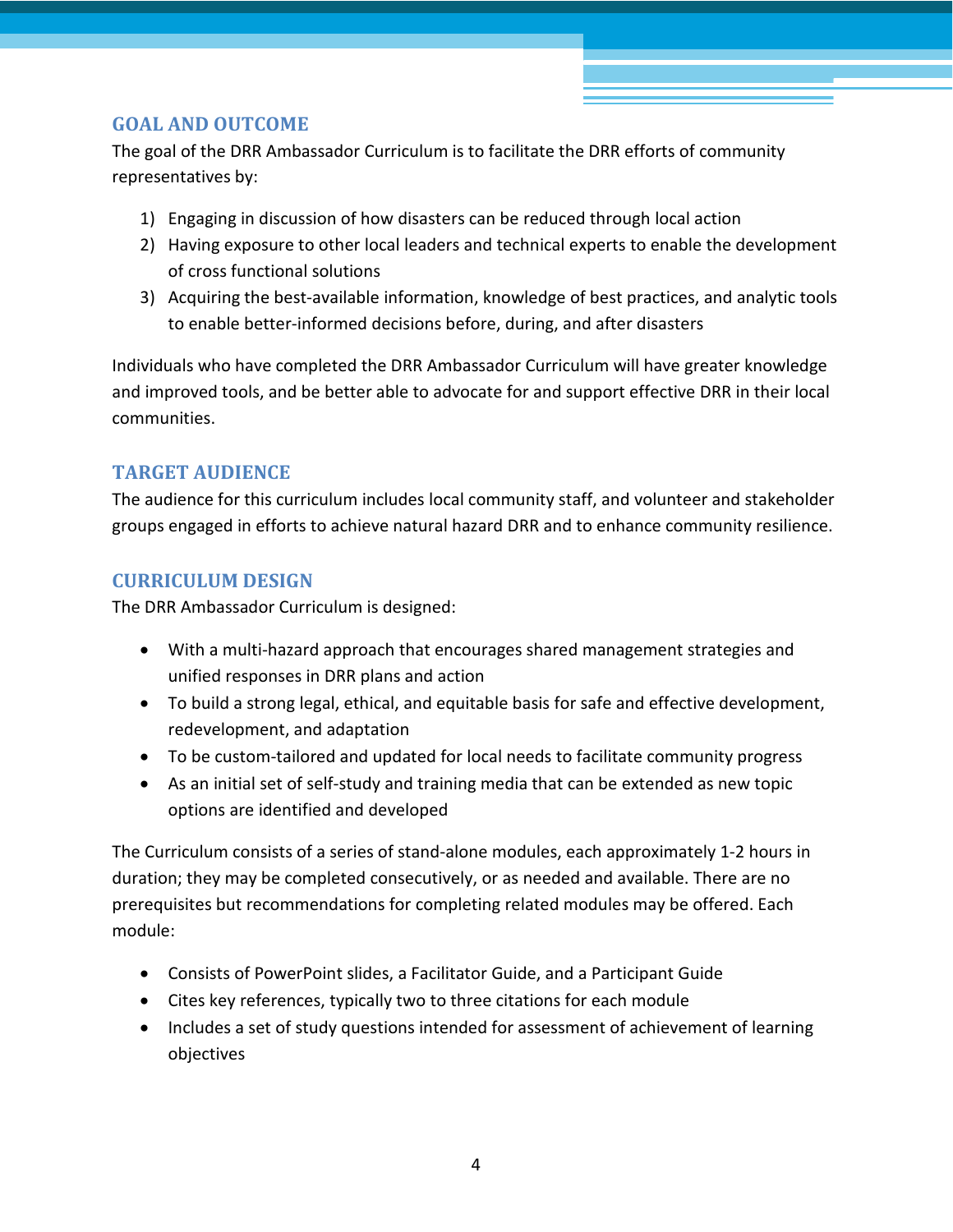## GOAL AND OUTCOME

The goal of the DRR Ambassador Curriculum is to facilitate the DRR efforts of community representatives by:

1) Engaging in discussion of how disasters can be reduced through local action
2) Having exposure to other local leaders and technical experts to enable the development of cross functional solutions
3) Acquiring the best-available information, knowledge of best practices, and analytic tools to enable better-informed decisions before, during, and after disasters

Individuals who have completed the DRR Ambassador Curriculum will have greater knowledge and improved tools, and be better able to advocate for and support effective DRR in their local communities.

## TARGET AUDIENCE

The audience for this curriculum includes local community staff, and volunteer and stakeholder groups engaged in efforts to achieve natural hazard DRR and to enhance community resilience.

## CURRICULUM DESIGN

The DRR Ambassador Curriculum is designed:

- With a multi-hazard approach that encourages shared management strategies and unified responses in DRR plans and action
- To build a strong legal, ethical, and equitable basis for safe and effective development, redevelopment, and adaptation
- To be custom-tailored and updated for local needs to facilitate community progress
- As an initial set of self-study and training media that can be extended as new topic options are identified and developed

The Curriculum consists of a series of stand-alone modules, each approximately 1-2 hours in duration; they may be completed consecutively, or as needed and available. There are no prerequisites but recommendations for completing related modules may be offered. Each module:

- Consists of PowerPoint slides, a Facilitator Guide, and a Participant Guide
- Cites key references, typically two to three citations for each module
- Includes a set of study questions intended for assessment of achievement of learning objectives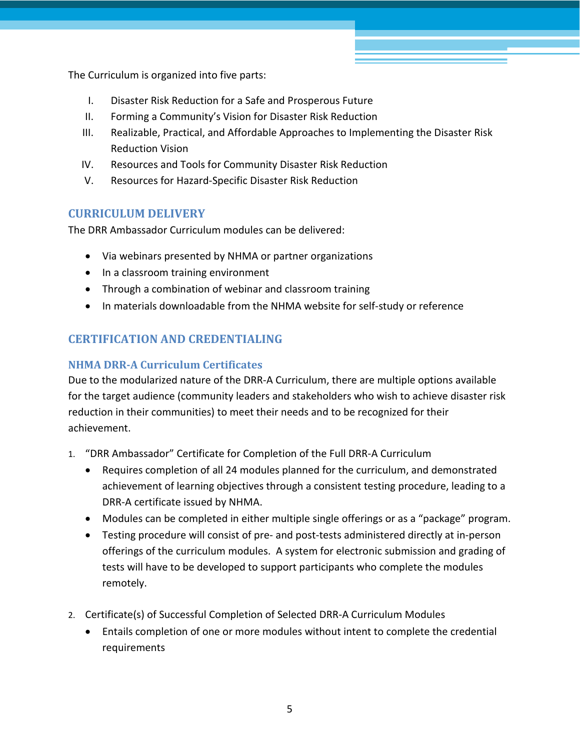The Curriculum is organized into five parts:

I. Disaster Risk Reduction for a Safe and Prosperous Future
II. Forming a Community's Vision for Disaster Risk Reduction
III. Realizable, Practical, and Affordable Approaches to Implementing the Disaster Risk Reduction Vision
IV. Resources and Tools for Community Disaster Risk Reduction
V. Resources for Hazard-Specific Disaster Risk Reduction

## CURRICULUM DELIVERY

The DRR Ambassador Curriculum modules can be delivered:

- Via webinars presented by NHMA or partner organizations
- In a classroom training environment
- Through a combination of webinar and classroom training
- In materials downloadable from the NHMA website for self-study or reference

## CERTIFICATION AND CREDENTIALING

### NHMA DRR-A Curriculum Certificates

Due to the modularized nature of the DRR-A Curriculum, there are multiple options available for the target audience (community leaders and stakeholders who wish to achieve disaster risk reduction in their communities) to meet their needs and to be recognized for their achievement.

1. "DRR Ambassador" Certificate for Completion of the Full DRR-A Curriculum
   - Requires completion of all 24 modules planned for the curriculum, and demonstrated achievement of learning objectives through a consistent testing procedure, leading to a DRR-A certificate issued by NHMA.
   - Modules can be completed in either multiple single offerings or as a "package" program.
   - Testing procedure will consist of pre- and post-tests administered directly at in-person offerings of the curriculum modules. A system for electronic submission and grading of tests will have to be developed to support participants who complete the modules remotely.

2. Certificate(s) of Successful Completion of Selected DRR-A Curriculum Modules
   - Entails completion of one or more modules without intent to complete the credential requirements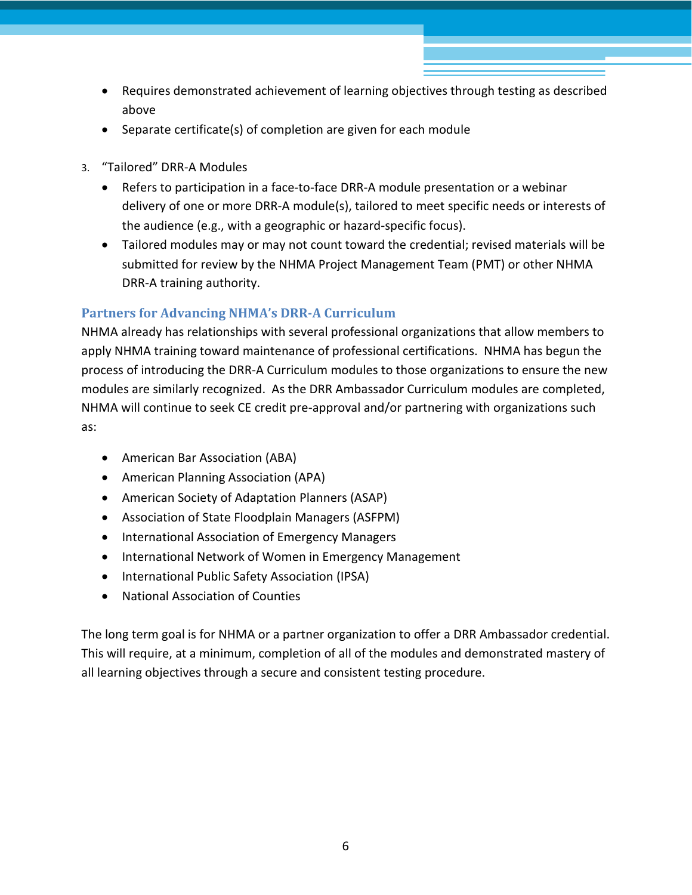- Requires demonstrated achievement of learning objectives through testing as described above
- Separate certificate(s) of completion are given for each module

3. "Tailored" DRR-A Modules
   - Refers to participation in a face-to-face DRR-A module presentation or a webinar delivery of one or more DRR-A module(s), tailored to meet specific needs or interests of the audience (e.g., with a geographic or hazard-specific focus).
   - Tailored modules may or may not count toward the credential; revised materials will be submitted for review by the NHMA Project Management Team (PMT) or other NHMA DRR-A training authority.

### Partners for Advancing NHMA's DRR-A Curriculum

NHMA already has relationships with several professional organizations that allow members to apply NHMA training toward maintenance of professional certifications. NHMA has begun the process of introducing the DRR-A Curriculum modules to those organizations to ensure the new modules are similarly recognized. As the DRR Ambassador Curriculum modules are completed, NHMA will continue to seek CE credit pre-approval and/or partnering with organizations such as:

- American Bar Association (ABA)
- American Planning Association (APA)
- American Society of Adaptation Planners (ASAP)
- Association of State Floodplain Managers (ASFPM)
- International Association of Emergency Managers
- International Network of Women in Emergency Management
- International Public Safety Association (IPSA)
- National Association of Counties

The long term goal is for NHMA or a partner organization to offer a DRR Ambassador credential. This will require, at a minimum, completion of all of the modules and demonstrated mastery of all learning objectives through a secure and consistent testing procedure.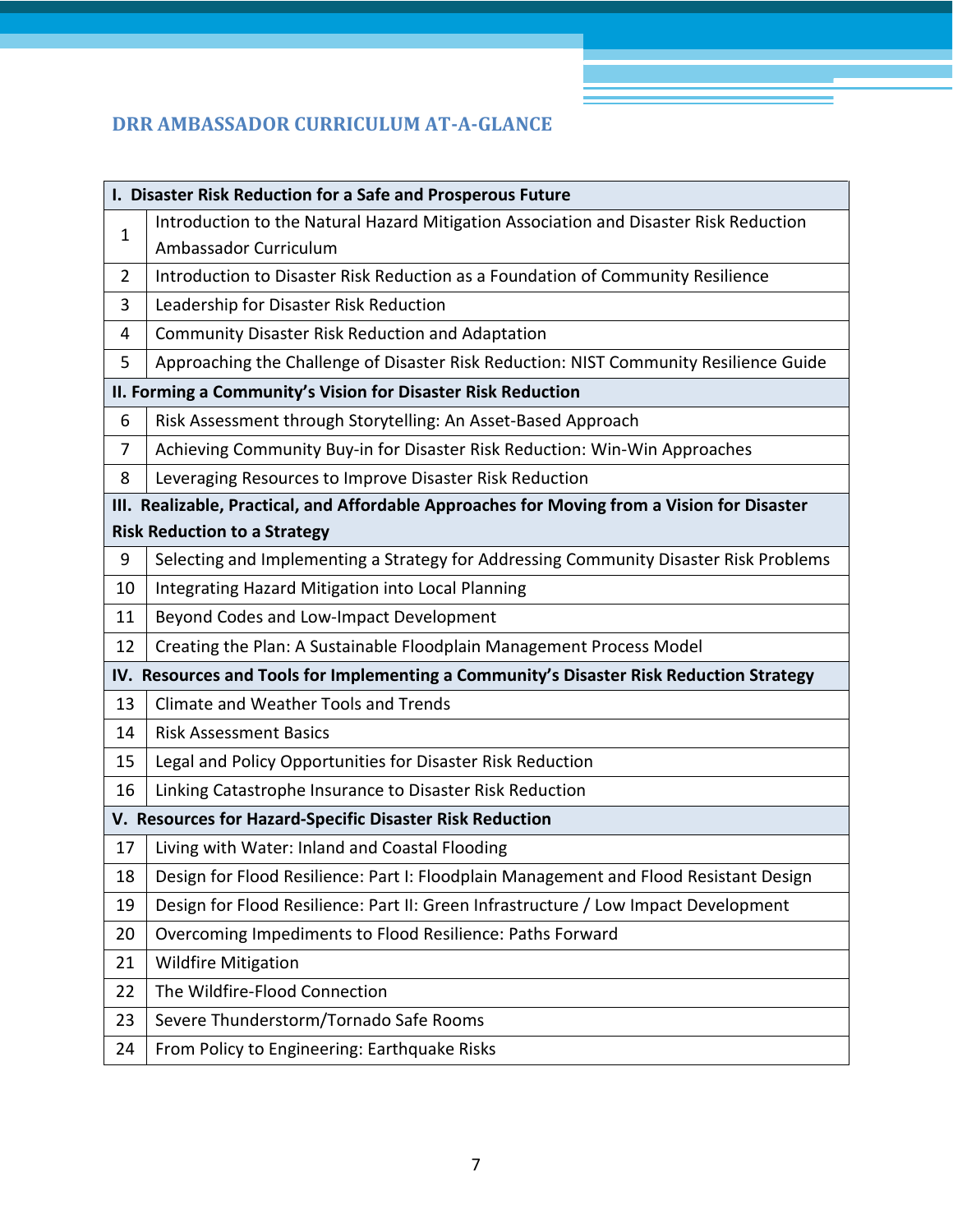## DRR AMBASSADOR CURRICULUM AT-A-GLANCE

| | |
|---|---|
| **I. Disaster Risk Reduction for a Safe and Prosperous Future** | |
| 1 | Introduction to the Natural Hazard Mitigation Association and Disaster Risk Reduction Ambassador Curriculum |
| 2 | Introduction to Disaster Risk Reduction as a Foundation of Community Resilience |
| 3 | Leadership for Disaster Risk Reduction |
| 4 | Community Disaster Risk Reduction and Adaptation |
| 5 | Approaching the Challenge of Disaster Risk Reduction: NIST Community Resilience Guide |
| **II. Forming a Community's Vision for Disaster Risk Reduction** | |
| 6 | Risk Assessment through Storytelling: An Asset-Based Approach |
| 7 | Achieving Community Buy-in for Disaster Risk Reduction: Win-Win Approaches |
| 8 | Leveraging Resources to Improve Disaster Risk Reduction |
| **III. Realizable, Practical, and Affordable Approaches for Moving from a Vision for Disaster Risk Reduction to a Strategy** | |
| 9 | Selecting and Implementing a Strategy for Addressing Community Disaster Risk Problems |
| 10 | Integrating Hazard Mitigation into Local Planning |
| 11 | Beyond Codes and Low-Impact Development |
| 12 | Creating the Plan: A Sustainable Floodplain Management Process Model |
| **IV. Resources and Tools for Implementing a Community's Disaster Risk Reduction Strategy** | |
| 13 | Climate and Weather Tools and Trends |
| 14 | Risk Assessment Basics |
| 15 | Legal and Policy Opportunities for Disaster Risk Reduction |
| 16 | Linking Catastrophe Insurance to Disaster Risk Reduction |
| **V. Resources for Hazard-Specific Disaster Risk Reduction** | |
| 17 | Living with Water: Inland and Coastal Flooding |
| 18 | Design for Flood Resilience: Part I: Floodplain Management and Flood Resistant Design |
| 19 | Design for Flood Resilience: Part II: Green Infrastructure / Low Impact Development |
| 20 | Overcoming Impediments to Flood Resilience: Paths Forward |
| 21 | Wildfire Mitigation |
| 22 | The Wildfire-Flood Connection |
| 23 | Severe Thunderstorm/Tornado Safe Rooms |
| 24 | From Policy to Engineering: Earthquake Risks |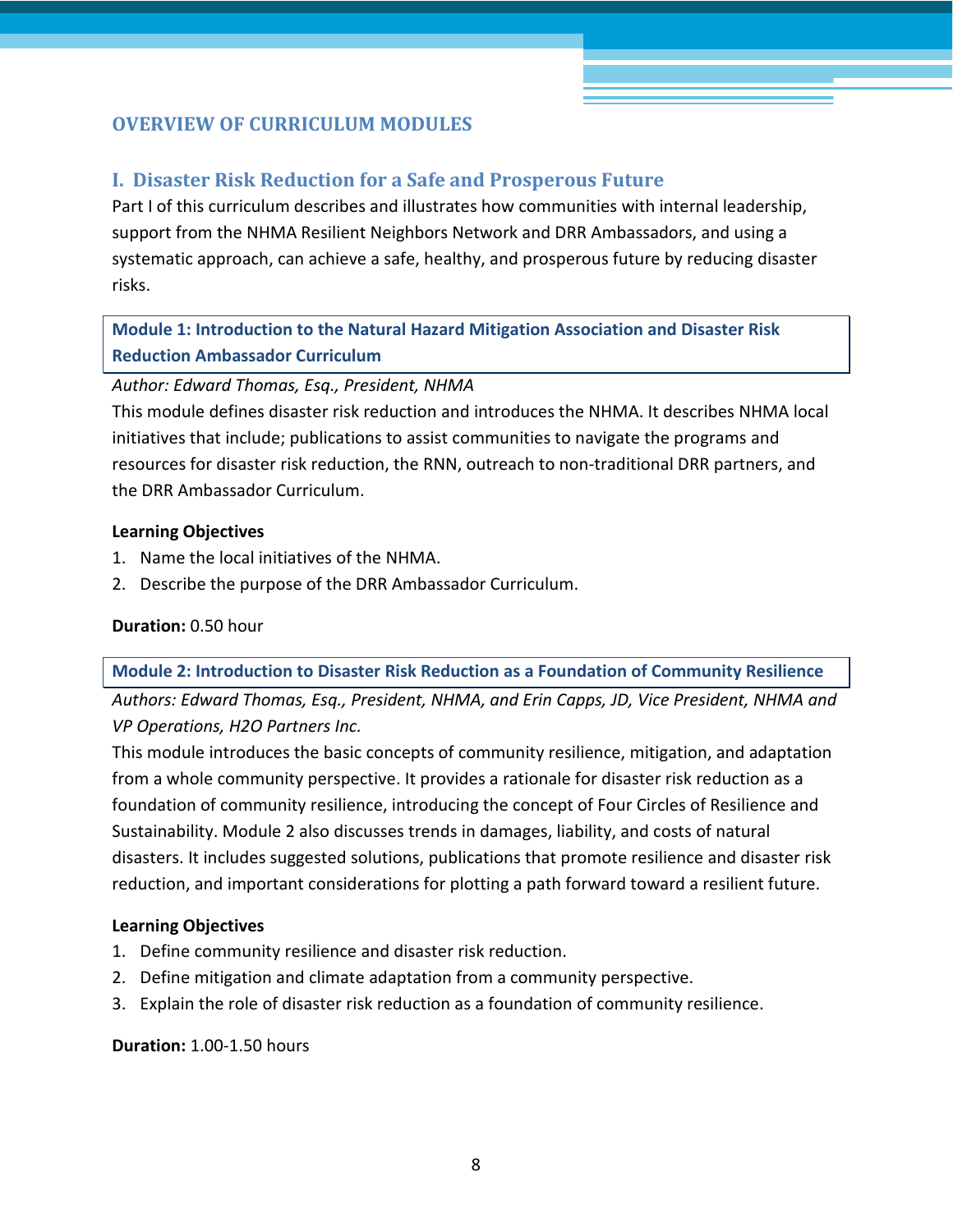## OVERVIEW OF CURRICULUM MODULES

### I. Disaster Risk Reduction for a Safe and Prosperous Future

Part I of this curriculum describes and illustrates how communities with internal leadership, support from the NHMA Resilient Neighbors Network and DRR Ambassadors, and using a systematic approach, can achieve a safe, healthy, and prosperous future by reducing disaster risks.

#### Module 1: Introduction to the Natural Hazard Mitigation Association and Disaster Risk Reduction Ambassador Curriculum

*Author: Edward Thomas, Esq., President, NHMA*

This module defines disaster risk reduction and introduces the NHMA. It describes NHMA local initiatives that include; publications to assist communities to navigate the programs and resources for disaster risk reduction, the RNN, outreach to non-traditional DRR partners, and the DRR Ambassador Curriculum.

**Learning Objectives**

1. Name the local initiatives of the NHMA.
2. Describe the purpose of the DRR Ambassador Curriculum.

**Duration:** 0.50 hour

#### Module 2: Introduction to Disaster Risk Reduction as a Foundation of Community Resilience

*Authors: Edward Thomas, Esq., President, NHMA, and Erin Capps, JD, Vice President, NHMA and VP Operations, H2O Partners Inc.*

This module introduces the basic concepts of community resilience, mitigation, and adaptation from a whole community perspective. It provides a rationale for disaster risk reduction as a foundation of community resilience, introducing the concept of Four Circles of Resilience and Sustainability. Module 2 also discusses trends in damages, liability, and costs of natural disasters. It includes suggested solutions, publications that promote resilience and disaster risk reduction, and important considerations for plotting a path forward toward a resilient future.

**Learning Objectives**

1. Define community resilience and disaster risk reduction.
2. Define mitigation and climate adaptation from a community perspective.
3. Explain the role of disaster risk reduction as a foundation of community resilience.

**Duration:** 1.00-1.50 hours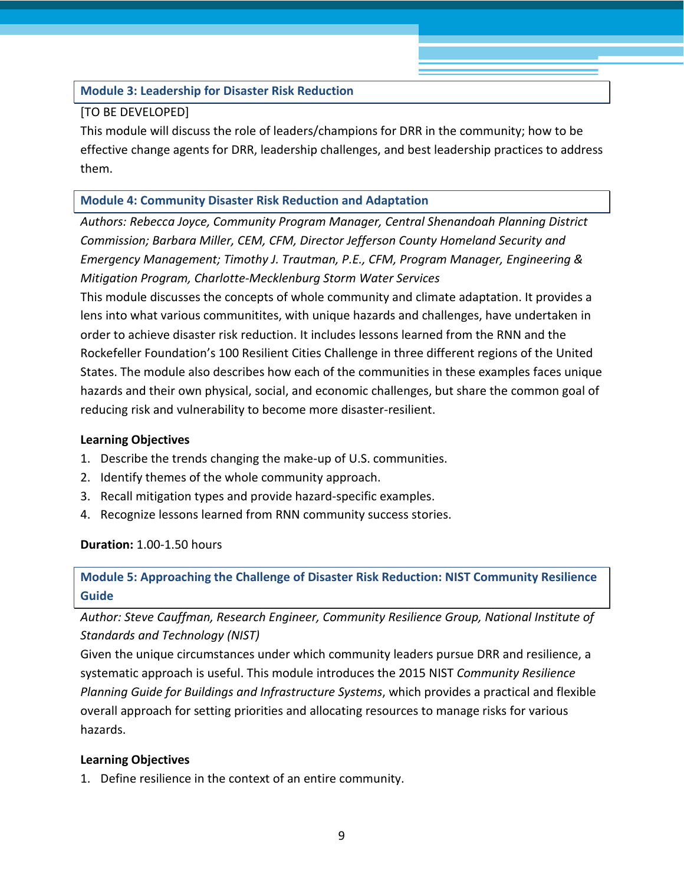### Module 3: Leadership for Disaster Risk Reduction

[TO BE DEVELOPED]

This module will discuss the role of leaders/champions for DRR in the community; how to be effective change agents for DRR, leadership challenges, and best leadership practices to address them.

### Module 4: Community Disaster Risk Reduction and Adaptation

*Authors: Rebecca Joyce, Community Program Manager, Central Shenandoah Planning District Commission; Barbara Miller, CEM, CFM, Director Jefferson County Homeland Security and Emergency Management; Timothy J. Trautman, P.E., CFM, Program Manager, Engineering & Mitigation Program, Charlotte-Mecklenburg Storm Water Services*

This module discusses the concepts of whole community and climate adaptation. It provides a lens into what various communitites, with unique hazards and challenges, have undertaken in order to achieve disaster risk reduction. It includes lessons learned from the RNN and the Rockefeller Foundation's 100 Resilient Cities Challenge in three different regions of the United States. The module also describes how each of the communities in these examples faces unique hazards and their own physical, social, and economic challenges, but share the common goal of reducing risk and vulnerability to become more disaster-resilient.

**Learning Objectives**

1. Describe the trends changing the make-up of U.S. communities.
2. Identify themes of the whole community approach.
3. Recall mitigation types and provide hazard-specific examples.
4. Recognize lessons learned from RNN community success stories.

**Duration:** 1.00-1.50 hours

### Module 5: Approaching the Challenge of Disaster Risk Reduction: NIST Community Resilience Guide

*Author: Steve Cauffman, Research Engineer, Community Resilience Group, National Institute of Standards and Technology (NIST)*

Given the unique circumstances under which community leaders pursue DRR and resilience, a systematic approach is useful. This module introduces the 2015 NIST *Community Resilience Planning Guide for Buildings and Infrastructure Systems*, which provides a practical and flexible overall approach for setting priorities and allocating resources to manage risks for various hazards.

**Learning Objectives**

1. Define resilience in the context of an entire community.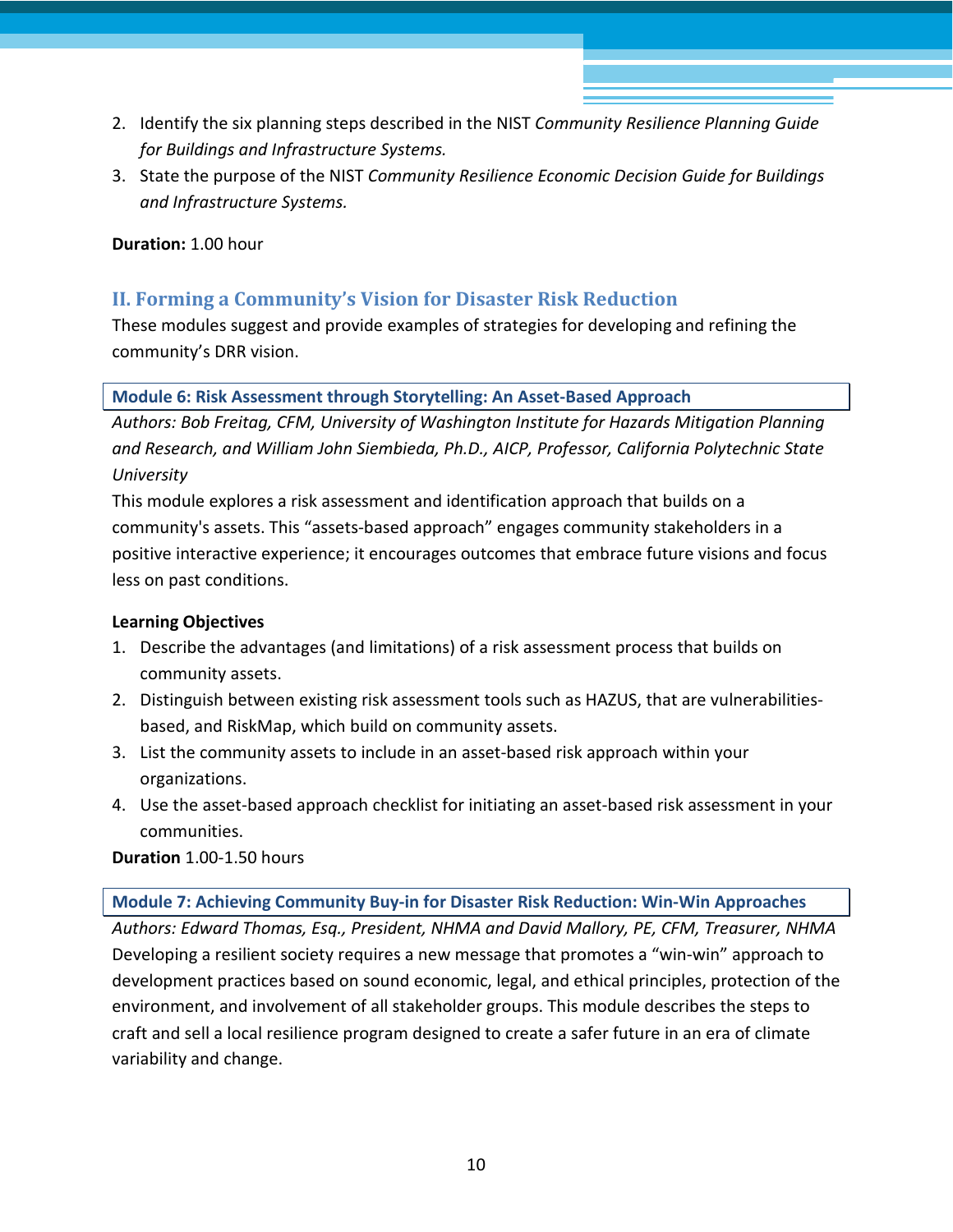2. Identify the six planning steps described in the NIST *Community Resilience Planning Guide for Buildings and Infrastructure Systems.*
3. State the purpose of the NIST *Community Resilience Economic Decision Guide for Buildings and Infrastructure Systems.*

**Duration:** 1.00 hour

## II. Forming a Community's Vision for Disaster Risk Reduction

These modules suggest and provide examples of strategies for developing and refining the community's DRR vision.

### Module 6: Risk Assessment through Storytelling: An Asset-Based Approach

*Authors: Bob Freitag, CFM, University of Washington Institute for Hazards Mitigation Planning and Research, and William John Siembieda, Ph.D., AICP, Professor, California Polytechnic State University*

This module explores a risk assessment and identification approach that builds on a community's assets. This "assets-based approach" engages community stakeholders in a positive interactive experience; it encourages outcomes that embrace future visions and focus less on past conditions.

**Learning Objectives**

1. Describe the advantages (and limitations) of a risk assessment process that builds on community assets.
2. Distinguish between existing risk assessment tools such as HAZUS, that are vulnerabilities-based, and RiskMap, which build on community assets.
3. List the community assets to include in an asset-based risk approach within your organizations.
4. Use the asset-based approach checklist for initiating an asset-based risk assessment in your communities.

**Duration** 1.00-1.50 hours

### Module 7: Achieving Community Buy-in for Disaster Risk Reduction: Win-Win Approaches

*Authors: Edward Thomas, Esq., President, NHMA and David Mallory, PE, CFM, Treasurer, NHMA*

Developing a resilient society requires a new message that promotes a "win-win" approach to development practices based on sound economic, legal, and ethical principles, protection of the environment, and involvement of all stakeholder groups. This module describes the steps to craft and sell a local resilience program designed to create a safer future in an era of climate variability and change.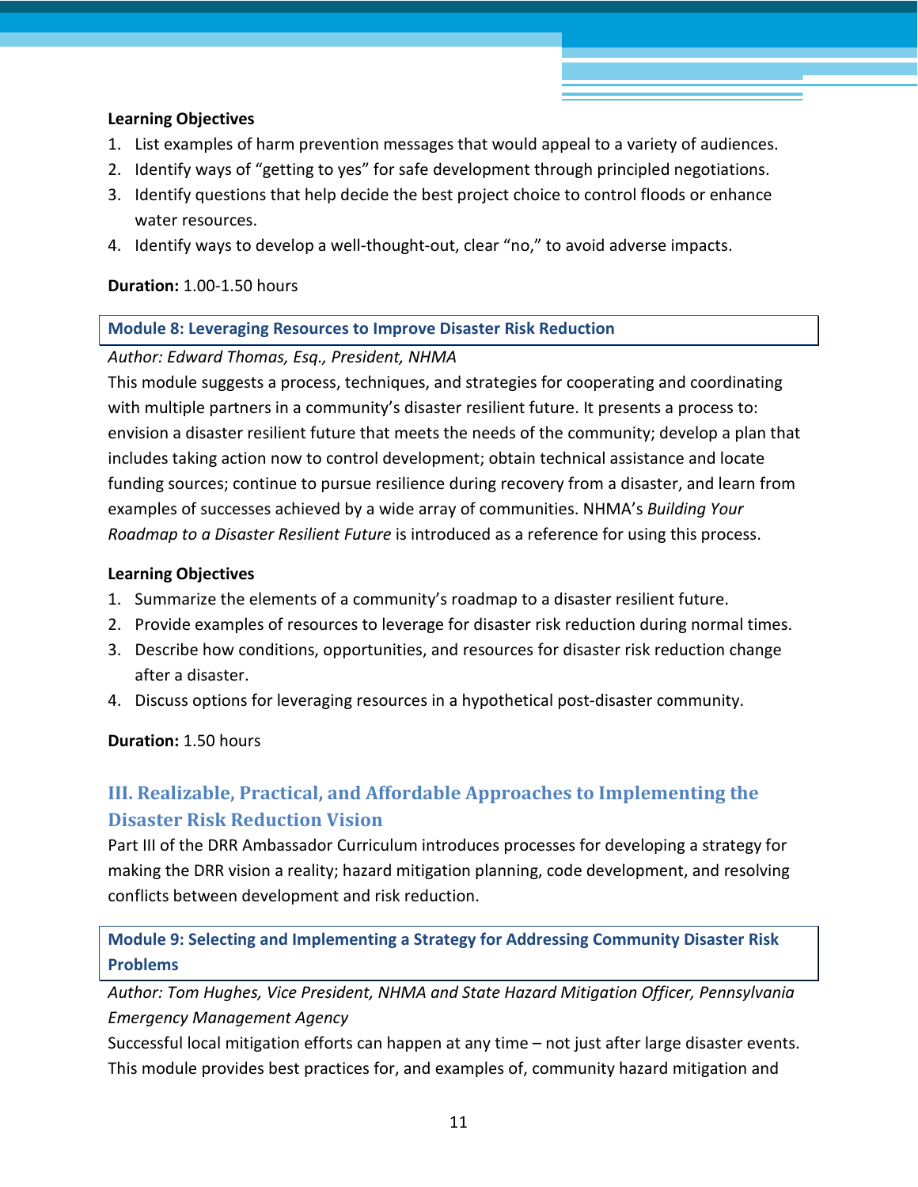**Learning Objectives**

1. List examples of harm prevention messages that would appeal to a variety of audiences.
2. Identify ways of "getting to yes" for safe development through principled negotiations.
3. Identify questions that help decide the best project choice to control floods or enhance water resources.
4. Identify ways to develop a well-thought-out, clear "no," to avoid adverse impacts.

**Duration:** 1.00-1.50 hours

### Module 8: Leveraging Resources to Improve Disaster Risk Reduction

*Author: Edward Thomas, Esq., President, NHMA*

This module suggests a process, techniques, and strategies for cooperating and coordinating with multiple partners in a community's disaster resilient future. It presents a process to: envision a disaster resilient future that meets the needs of the community; develop a plan that includes taking action now to control development; obtain technical assistance and locate funding sources; continue to pursue resilience during recovery from a disaster, and learn from examples of successes achieved by a wide array of communities. NHMA's *Building Your Roadmap to a Disaster Resilient Future* is introduced as a reference for using this process.

**Learning Objectives**

1. Summarize the elements of a community's roadmap to a disaster resilient future.
2. Provide examples of resources to leverage for disaster risk reduction during normal times.
3. Describe how conditions, opportunities, and resources for disaster risk reduction change after a disaster.
4. Discuss options for leveraging resources in a hypothetical post-disaster community.

**Duration:** 1.50 hours

## III. Realizable, Practical, and Affordable Approaches to Implementing the Disaster Risk Reduction Vision

Part III of the DRR Ambassador Curriculum introduces processes for developing a strategy for making the DRR vision a reality; hazard mitigation planning, code development, and resolving conflicts between development and risk reduction.

### Module 9: Selecting and Implementing a Strategy for Addressing Community Disaster Risk Problems

*Author: Tom Hughes, Vice President, NHMA and State Hazard Mitigation Officer, Pennsylvania Emergency Management Agency*

Successful local mitigation efforts can happen at any time – not just after large disaster events. This module provides best practices for, and examples of, community hazard mitigation and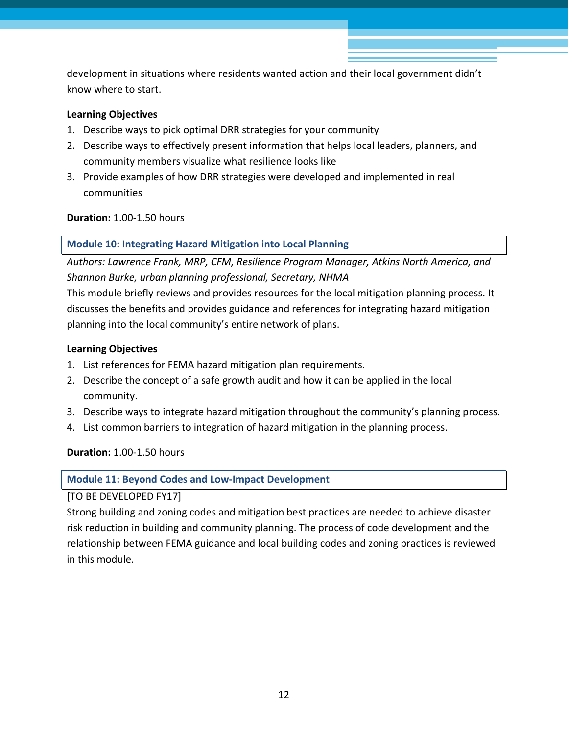development in situations where residents wanted action and their local government didn't know where to start.

**Learning Objectives**

1. Describe ways to pick optimal DRR strategies for your community
2. Describe ways to effectively present information that helps local leaders, planners, and community members visualize what resilience looks like
3. Provide examples of how DRR strategies were developed and implemented in real communities

**Duration:** 1.00-1.50 hours

### Module 10: Integrating Hazard Mitigation into Local Planning

*Authors: Lawrence Frank, MRP, CFM, Resilience Program Manager, Atkins North America, and Shannon Burke, urban planning professional, Secretary, NHMA*

This module briefly reviews and provides resources for the local mitigation planning process. It discusses the benefits and provides guidance and references for integrating hazard mitigation planning into the local community's entire network of plans.

**Learning Objectives**

1. List references for FEMA hazard mitigation plan requirements.
2. Describe the concept of a safe growth audit and how it can be applied in the local community.
3. Describe ways to integrate hazard mitigation throughout the community's planning process.
4. List common barriers to integration of hazard mitigation in the planning process.

**Duration:** 1.00-1.50 hours

### Module 11: Beyond Codes and Low-Impact Development

[TO BE DEVELOPED FY17]

Strong building and zoning codes and mitigation best practices are needed to achieve disaster risk reduction in building and community planning. The process of code development and the relationship between FEMA guidance and local building codes and zoning practices is reviewed in this module.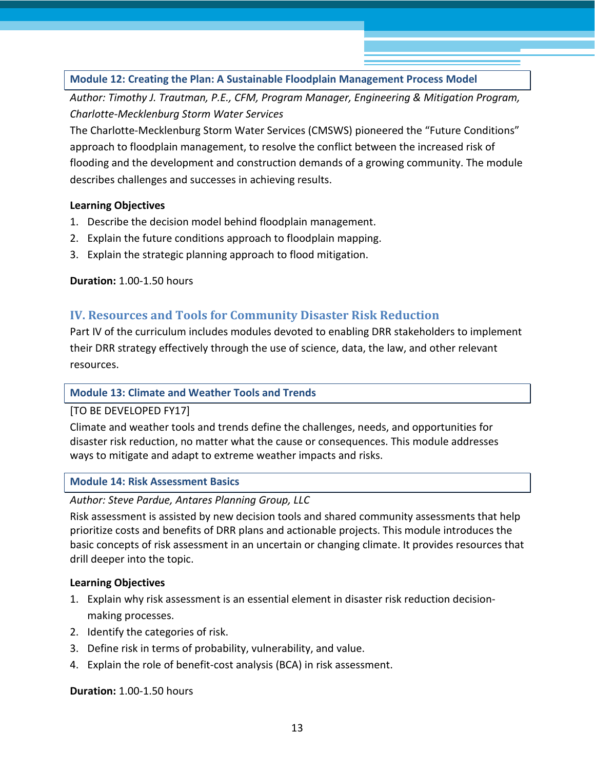### Module 12: Creating the Plan: A Sustainable Floodplain Management Process Model

*Author: Timothy J. Trautman, P.E., CFM, Program Manager, Engineering & Mitigation Program, Charlotte-Mecklenburg Storm Water Services*

The Charlotte-Mecklenburg Storm Water Services (CMSWS) pioneered the "Future Conditions" approach to floodplain management, to resolve the conflict between the increased risk of flooding and the development and construction demands of a growing community. The module describes challenges and successes in achieving results.

**Learning Objectives**

1. Describe the decision model behind floodplain management.
2. Explain the future conditions approach to floodplain mapping.
3. Explain the strategic planning approach to flood mitigation.

**Duration:** 1.00-1.50 hours

## IV. Resources and Tools for Community Disaster Risk Reduction

Part IV of the curriculum includes modules devoted to enabling DRR stakeholders to implement their DRR strategy effectively through the use of science, data, the law, and other relevant resources.

### Module 13: Climate and Weather Tools and Trends

[TO BE DEVELOPED FY17]

Climate and weather tools and trends define the challenges, needs, and opportunities for disaster risk reduction, no matter what the cause or consequences. This module addresses ways to mitigate and adapt to extreme weather impacts and risks.

### Module 14: Risk Assessment Basics

*Author: Steve Pardue, Antares Planning Group, LLC*

Risk assessment is assisted by new decision tools and shared community assessments that help prioritize costs and benefits of DRR plans and actionable projects. This module introduces the basic concepts of risk assessment in an uncertain or changing climate. It provides resources that drill deeper into the topic.

**Learning Objectives**

1. Explain why risk assessment is an essential element in disaster risk reduction decision-making processes.
2. Identify the categories of risk.
3. Define risk in terms of probability, vulnerability, and value.
4. Explain the role of benefit-cost analysis (BCA) in risk assessment.

**Duration:** 1.00-1.50 hours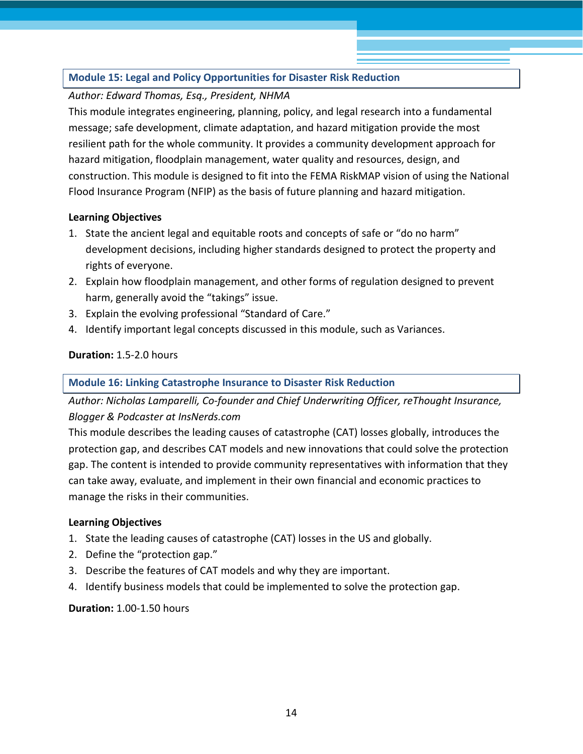### Module 15: Legal and Policy Opportunities for Disaster Risk Reduction

*Author: Edward Thomas, Esq., President, NHMA*

This module integrates engineering, planning, policy, and legal research into a fundamental message; safe development, climate adaptation, and hazard mitigation provide the most resilient path for the whole community. It provides a community development approach for hazard mitigation, floodplain management, water quality and resources, design, and construction. This module is designed to fit into the FEMA RiskMAP vision of using the National Flood Insurance Program (NFIP) as the basis of future planning and hazard mitigation.

**Learning Objectives**

1. State the ancient legal and equitable roots and concepts of safe or "do no harm" development decisions, including higher standards designed to protect the property and rights of everyone.
2. Explain how floodplain management, and other forms of regulation designed to prevent harm, generally avoid the "takings" issue.
3. Explain the evolving professional "Standard of Care."
4. Identify important legal concepts discussed in this module, such as Variances.

**Duration:** 1.5-2.0 hours

### Module 16: Linking Catastrophe Insurance to Disaster Risk Reduction

*Author: Nicholas Lamparelli, Co-founder and Chief Underwriting Officer, reThought Insurance, Blogger & Podcaster at InsNerds.com*

This module describes the leading causes of catastrophe (CAT) losses globally, introduces the protection gap, and describes CAT models and new innovations that could solve the protection gap. The content is intended to provide community representatives with information that they can take away, evaluate, and implement in their own financial and economic practices to manage the risks in their communities.

**Learning Objectives**

1. State the leading causes of catastrophe (CAT) losses in the US and globally.
2. Define the "protection gap."
3. Describe the features of CAT models and why they are important.
4. Identify business models that could be implemented to solve the protection gap.

**Duration:** 1.00-1.50 hours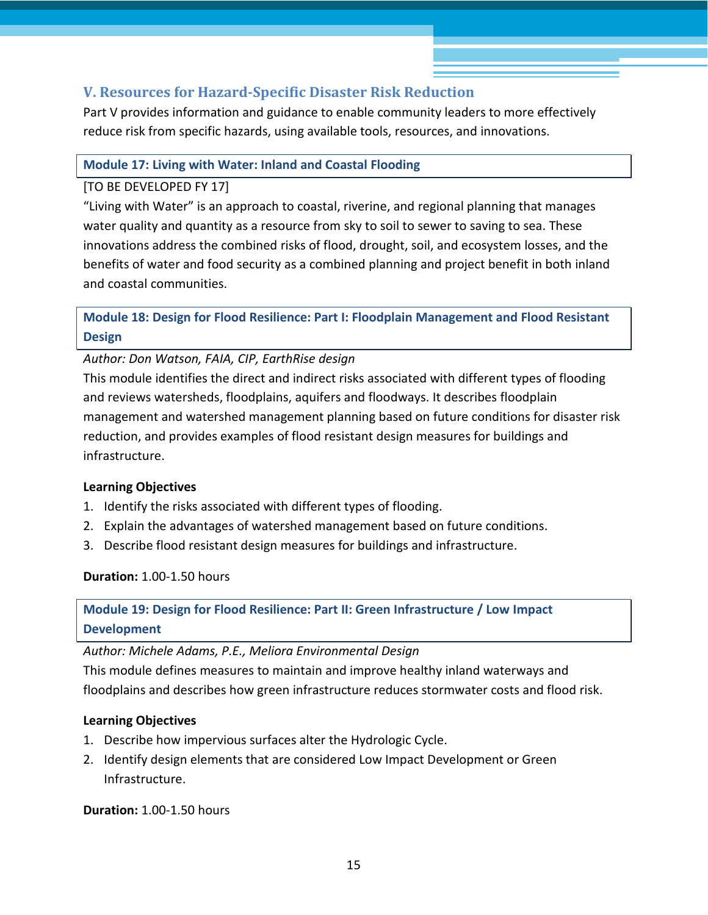## V. Resources for Hazard-Specific Disaster Risk Reduction

Part V provides information and guidance to enable community leaders to more effectively reduce risk from specific hazards, using available tools, resources, and innovations.

### Module 17: Living with Water: Inland and Coastal Flooding

[TO BE DEVELOPED FY 17]

"Living with Water" is an approach to coastal, riverine, and regional planning that manages water quality and quantity as a resource from sky to soil to sewer to saving to sea. These innovations address the combined risks of flood, drought, soil, and ecosystem losses, and the benefits of water and food security as a combined planning and project benefit in both inland and coastal communities.

### Module 18: Design for Flood Resilience: Part I: Floodplain Management and Flood Resistant Design

*Author: Don Watson, FAIA, CIP, EarthRise design*

This module identifies the direct and indirect risks associated with different types of flooding and reviews watersheds, floodplains, aquifers and floodways. It describes floodplain management and watershed management planning based on future conditions for disaster risk reduction, and provides examples of flood resistant design measures for buildings and infrastructure.

**Learning Objectives**

1. Identify the risks associated with different types of flooding.
2. Explain the advantages of watershed management based on future conditions.
3. Describe flood resistant design measures for buildings and infrastructure.

**Duration:** 1.00-1.50 hours

### Module 19: Design for Flood Resilience: Part II: Green Infrastructure / Low Impact Development

*Author: Michele Adams, P.E., Meliora Environmental Design*

This module defines measures to maintain and improve healthy inland waterways and floodplains and describes how green infrastructure reduces stormwater costs and flood risk.

**Learning Objectives**

1. Describe how impervious surfaces alter the Hydrologic Cycle.
2. Identify design elements that are considered Low Impact Development or Green Infrastructure.

**Duration:** 1.00-1.50 hours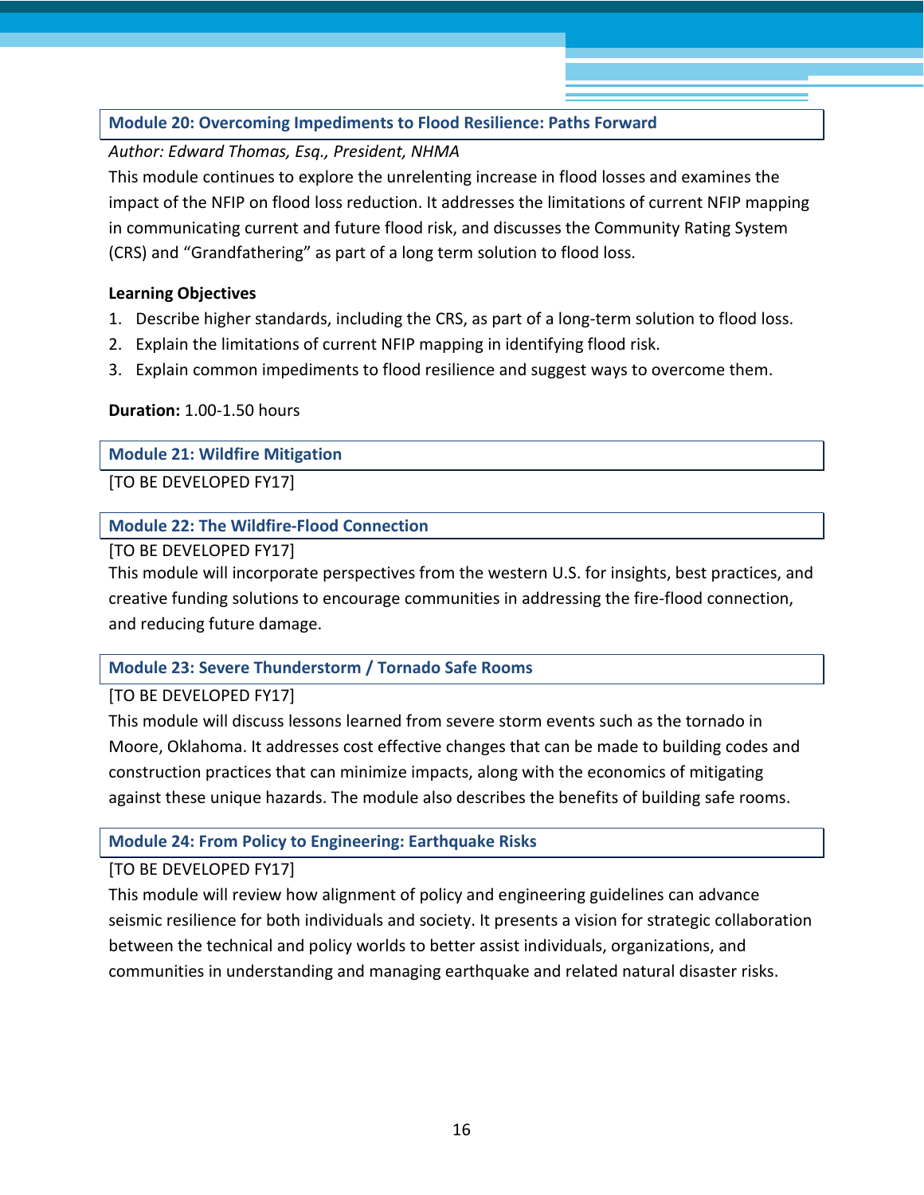### Module 20: Overcoming Impediments to Flood Resilience: Paths Forward

*Author: Edward Thomas, Esq., President, NHMA*

This module continues to explore the unrelenting increase in flood losses and examines the impact of the NFIP on flood loss reduction. It addresses the limitations of current NFIP mapping in communicating current and future flood risk, and discusses the Community Rating System (CRS) and “Grandfathering” as part of a long term solution to flood loss.

**Learning Objectives**

1. Describe higher standards, including the CRS, as part of a long-term solution to flood loss.
2. Explain the limitations of current NFIP mapping in identifying flood risk.
3. Explain common impediments to flood resilience and suggest ways to overcome them.

**Duration:** 1.00-1.50 hours

### Module 21: Wildfire Mitigation

[TO BE DEVELOPED FY17]

### Module 22: The Wildfire-Flood Connection

[TO BE DEVELOPED FY17]

This module will incorporate perspectives from the western U.S. for insights, best practices, and creative funding solutions to encourage communities in addressing the fire-flood connection, and reducing future damage.

### Module 23: Severe Thunderstorm / Tornado Safe Rooms

[TO BE DEVELOPED FY17]

This module will discuss lessons learned from severe storm events such as the tornado in Moore, Oklahoma. It addresses cost effective changes that can be made to building codes and construction practices that can minimize impacts, along with the economics of mitigating against these unique hazards. The module also describes the benefits of building safe rooms.

### Module 24: From Policy to Engineering: Earthquake Risks

[TO BE DEVELOPED FY17]

This module will review how alignment of policy and engineering guidelines can advance seismic resilience for both individuals and society. It presents a vision for strategic collaboration between the technical and policy worlds to better assist individuals, organizations, and communities in understanding and managing earthquake and related natural disaster risks.